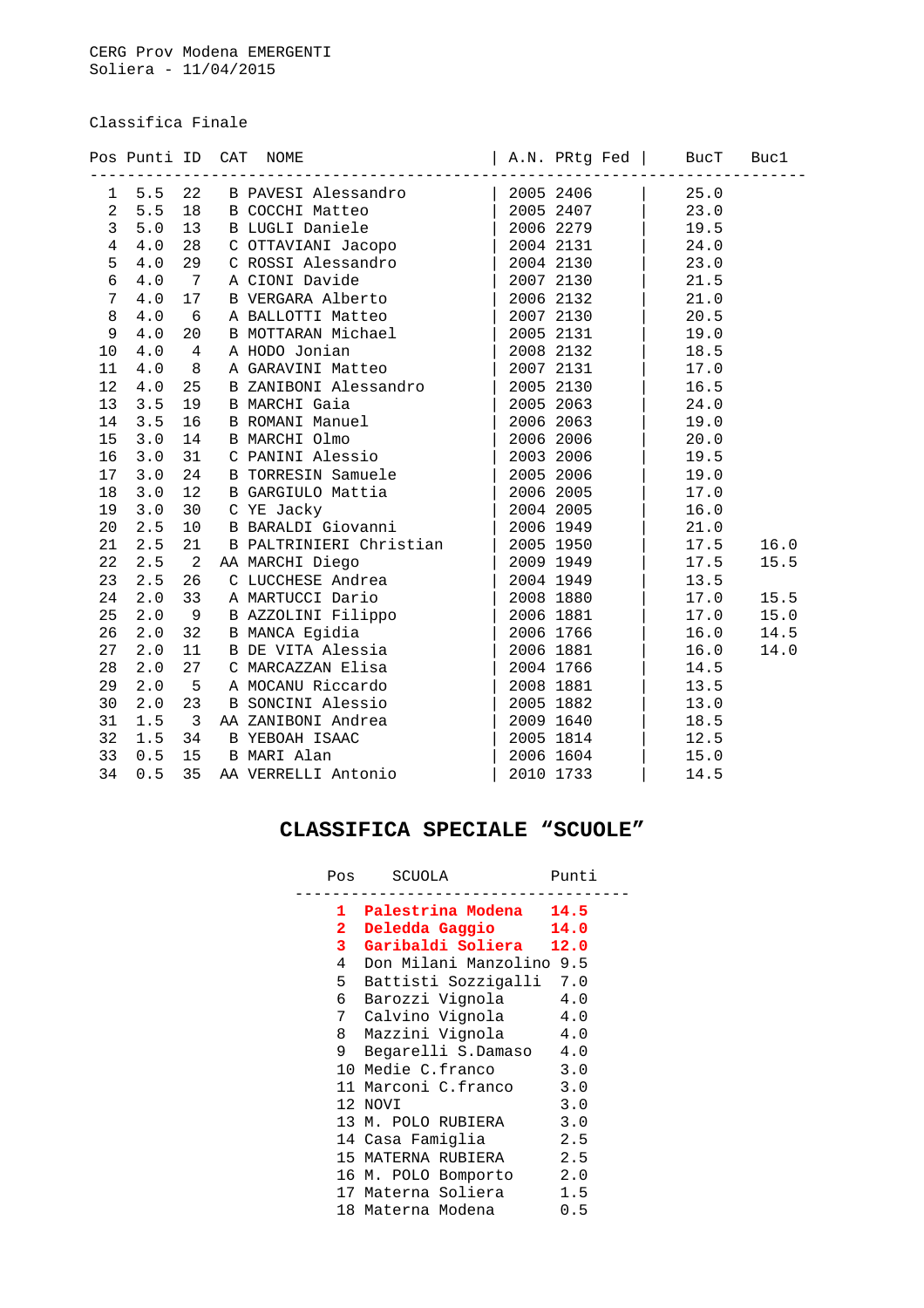CERG Prov Modena EMERGENTI
Soliera - 11/04/2015

Classifica Finale

| Pos | Punti | ID | CAT | NOME | A.N. | PRtg | Fed | BucT | Buc1 |
|---|---|---|---|---|---|---|---|---|---|
| 1 | 5.5 | 22 | B | PAVESI Alessandro | 2005 | 2406 | | 25.0 | |
| 2 | 5.5 | 18 | B | COCCHI Matteo | 2005 | 2407 | | 23.0 | |
| 3 | 5.0 | 13 | B | LUGLI Daniele | 2006 | 2279 | | 19.5 | |
| 4 | 4.0 | 28 | C | OTTAVIANI Jacopo | 2004 | 2131 | | 24.0 | |
| 5 | 4.0 | 29 | C | ROSSI Alessandro | 2004 | 2130 | | 23.0 | |
| 6 | 4.0 | 7 | A | CIONI Davide | 2007 | 2130 | | 21.5 | |
| 7 | 4.0 | 17 | B | VERGARA Alberto | 2006 | 2132 | | 21.0 | |
| 8 | 4.0 | 6 | A | BALLOTTI Matteo | 2007 | 2130 | | 20.5 | |
| 9 | 4.0 | 20 | B | MOTTARAN Michael | 2005 | 2131 | | 19.0 | |
| 10 | 4.0 | 4 | A | HODO Jonian | 2008 | 2132 | | 18.5 | |
| 11 | 4.0 | 8 | A | GARAVINI Matteo | 2007 | 2131 | | 17.0 | |
| 12 | 4.0 | 25 | B | ZANIBONI Alessandro | 2005 | 2130 | | 16.5 | |
| 13 | 3.5 | 19 | B | MARCHI Gaia | 2005 | 2063 | | 24.0 | |
| 14 | 3.5 | 16 | B | ROMANI Manuel | 2006 | 2063 | | 19.0 | |
| 15 | 3.0 | 14 | B | MARCHI Olmo | 2006 | 2006 | | 20.0 | |
| 16 | 3.0 | 31 | C | PANINI Alessio | 2003 | 2006 | | 19.5 | |
| 17 | 3.0 | 24 | B | TORRESIN Samuele | 2005 | 2006 | | 19.0 | |
| 18 | 3.0 | 12 | B | GARGIULO Mattia | 2006 | 2005 | | 17.0 | |
| 19 | 3.0 | 30 | C | YE Jacky | 2004 | 2005 | | 16.0 | |
| 20 | 2.5 | 10 | B | BARALDI Giovanni | 2006 | 1949 | | 21.0 | |
| 21 | 2.5 | 21 | B | PALTRINIERI Christian | 2005 | 1950 | | 17.5 | 16.0 |
| 22 | 2.5 | 2 | AA | MARCHI Diego | 2009 | 1949 | | 17.5 | 15.5 |
| 23 | 2.5 | 26 | C | LUCCHESE Andrea | 2004 | 1949 | | 13.5 | |
| 24 | 2.0 | 33 | A | MARTUCCI Dario | 2008 | 1880 | | 17.0 | 15.5 |
| 25 | 2.0 | 9 | B | AZZOLINI Filippo | 2006 | 1881 | | 17.0 | 15.0 |
| 26 | 2.0 | 32 | B | MANCA Egidia | 2006 | 1766 | | 16.0 | 14.5 |
| 27 | 2.0 | 11 | B | DE VITA Alessia | 2006 | 1881 | | 16.0 | 14.0 |
| 28 | 2.0 | 27 | C | MARCAZZAN Elisa | 2004 | 1766 | | 14.5 | |
| 29 | 2.0 | 5 | A | MOCANU Riccardo | 2008 | 1881 | | 13.5 | |
| 30 | 2.0 | 23 | B | SONCINI Alessio | 2005 | 1882 | | 13.0 | |
| 31 | 1.5 | 3 | AA | ZANIBONI Andrea | 2009 | 1640 | | 18.5 | |
| 32 | 1.5 | 34 | B | YEBOAH ISAAC | 2005 | 1814 | | 12.5 | |
| 33 | 0.5 | 15 | B | MARI Alan | 2006 | 1604 | | 15.0 | |
| 34 | 0.5 | 35 | AA | VERRELLI Antonio | 2010 | 1733 | | 14.5 | |

## CLASSIFICA SPECIALE "SCUOLE"

| Pos | SCUOLA | Punti |
|---|---|---|
| **1** | **Palestrina Modena** | **14.5** |
| **2** | **Deledda Gaggio** | **14.0** |
| **3** | **Garibaldi Soliera** | **12.0** |
| 4 | Don Milani Manzolino | 9.5 |
| 5 | Battisti Sozzigalli | 7.0 |
| 6 | Barozzi Vignola | 4.0 |
| 7 | Calvino Vignola | 4.0 |
| 8 | Mazzini Vignola | 4.0 |
| 9 | Begarelli S.Damaso | 4.0 |
| 10 | Medie C.franco | 3.0 |
| 11 | Marconi C.franco | 3.0 |
| 12 | NOVI | 3.0 |
| 13 | M. POLO RUBIERA | 3.0 |
| 14 | Casa Famiglia | 2.5 |
| 15 | MATERNA RUBIERA | 2.5 |
| 16 | M. POLO Bomporto | 2.0 |
| 17 | Materna Soliera | 1.5 |
| 18 | Materna Modena | 0.5 |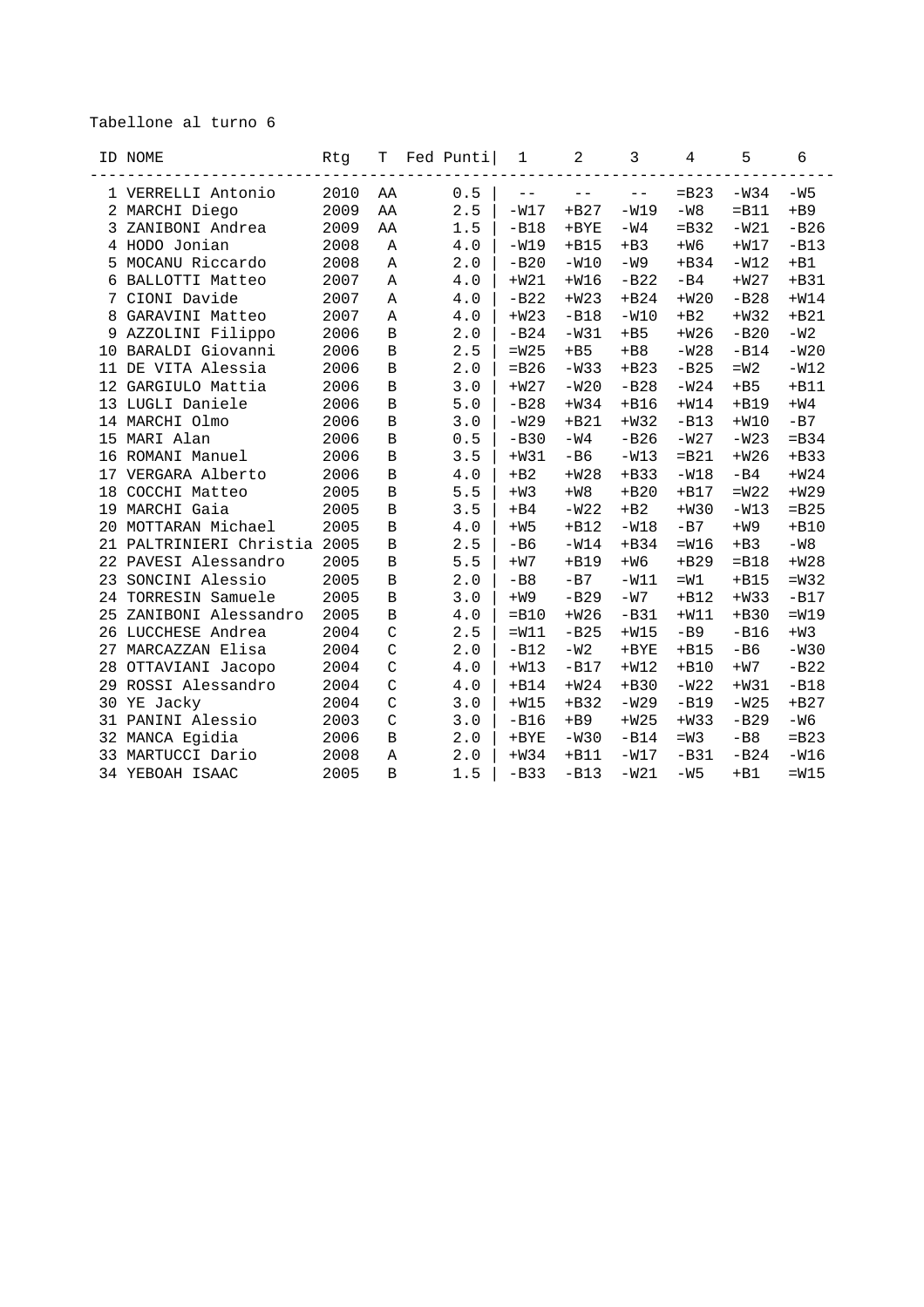Tabellone al turno 6

| ID | NOME | Rtg | T | Fed | Punti | 1 | 2 | 3 | 4 | 5 | 6 |
|---|---|---|---|---|---|---|---|---|---|---|---|
| 1 | VERRELLI Antonio | 2010 | AA | | 0.5 | -- | -- | -- | =B23 | -W34 | -W5 |
| 2 | MARCHI Diego | 2009 | AA | | 2.5 | -W17 | +B27 | -W19 | -W8 | =B11 | +B9 |
| 3 | ZANIBONI Andrea | 2009 | AA | | 1.5 | -B18 | +BYE | -W4 | =B32 | -W21 | -B26 |
| 4 | HODO Jonian | 2008 | A | | 4.0 | -W19 | +B15 | +B3 | +W6 | +W17 | -B13 |
| 5 | MOCANU Riccardo | 2008 | A | | 2.0 | -B20 | -W10 | -W9 | +B34 | -W12 | +B1 |
| 6 | BALLOTTI Matteo | 2007 | A | | 4.0 | +W21 | +W16 | -B22 | -B4 | +W27 | +B31 |
| 7 | CIONI Davide | 2007 | A | | 4.0 | -B22 | +W23 | +B24 | +W20 | -B28 | +W14 |
| 8 | GARAVINI Matteo | 2007 | A | | 4.0 | +W23 | -B18 | -W10 | +B2 | +W32 | +B21 |
| 9 | AZZOLINI Filippo | 2006 | B | | 2.0 | -B24 | -W31 | +B5 | +W26 | -B20 | -W2 |
| 10 | BARALDI Giovanni | 2006 | B | | 2.5 | =W25 | +B5 | +B8 | -W28 | -B14 | -W20 |
| 11 | DE VITA Alessia | 2006 | B | | 2.0 | =B26 | -W33 | +B23 | -B25 | =W2 | -W12 |
| 12 | GARGIULO Mattia | 2006 | B | | 3.0 | +W27 | -W20 | -B28 | -W24 | +B5 | +B11 |
| 13 | LUGLI Daniele | 2006 | B | | 5.0 | -B28 | +W34 | +B16 | +W14 | +B19 | +W4 |
| 14 | MARCHI Olmo | 2006 | B | | 3.0 | -W29 | +B21 | +W32 | -B13 | +W10 | -B7 |
| 15 | MARI Alan | 2006 | B | | 0.5 | -B30 | -W4 | -B26 | -W27 | -W23 | =B34 |
| 16 | ROMANI Manuel | 2006 | B | | 3.5 | +W31 | -B6 | -W13 | =B21 | +W26 | +B33 |
| 17 | VERGARA Alberto | 2006 | B | | 4.0 | +B2 | +W28 | +B33 | -W18 | -B4 | +W24 |
| 18 | COCCHI Matteo | 2005 | B | | 5.5 | +W3 | +W8 | +B20 | +B17 | =W22 | +W29 |
| 19 | MARCHI Gaia | 2005 | B | | 3.5 | +B4 | -W22 | +B2 | +W30 | -W13 | =B25 |
| 20 | MOTTARAN Michael | 2005 | B | | 4.0 | +W5 | +B12 | -W18 | -B7 | +W9 | +B10 |
| 21 | PALTRINIERI Christia | 2005 | B | | 2.5 | -B6 | -W14 | +B34 | =W16 | +B3 | -W8 |
| 22 | PAVESI Alessandro | 2005 | B | | 5.5 | +W7 | +B19 | +W6 | +B29 | =B18 | +W28 |
| 23 | SONCINI Alessio | 2005 | B | | 2.0 | -B8 | -B7 | -W11 | =W1 | +B15 | =W32 |
| 24 | TORRESIN Samuele | 2005 | B | | 3.0 | +W9 | -B29 | -W7 | +B12 | +W33 | -B17 |
| 25 | ZANIBONI Alessandro | 2005 | B | | 4.0 | =B10 | +W26 | -B31 | +W11 | +B30 | =W19 |
| 26 | LUCCHESE Andrea | 2004 | C | | 2.5 | =W11 | -B25 | +W15 | -B9 | -B16 | +W3 |
| 27 | MARCAZZAN Elisa | 2004 | C | | 2.0 | -B12 | -W2 | +BYE | +B15 | -B6 | -W30 |
| 28 | OTTAVIANI Jacopo | 2004 | C | | 4.0 | +W13 | -B17 | +W12 | +B10 | +W7 | -B22 |
| 29 | ROSSI Alessandro | 2004 | C | | 4.0 | +B14 | +W24 | +B30 | -W22 | +W31 | -B18 |
| 30 | YE Jacky | 2004 | C | | 3.0 | +W15 | +B32 | -W29 | -B19 | -W25 | +B27 |
| 31 | PANINI Alessio | 2003 | C | | 3.0 | -B16 | +B9 | +W25 | +W33 | -B29 | -W6 |
| 32 | MANCA Egidia | 2006 | B | | 2.0 | +BYE | -W30 | -B14 | =W3 | -B8 | =B23 |
| 33 | MARTUCCI Dario | 2008 | A | | 2.0 | +W34 | +B11 | -W17 | -B31 | -B24 | -W16 |
| 34 | YEBOAH ISAAC | 2005 | B | | 1.5 | -B33 | -B13 | -W21 | -W5 | +B1 | =W15 |